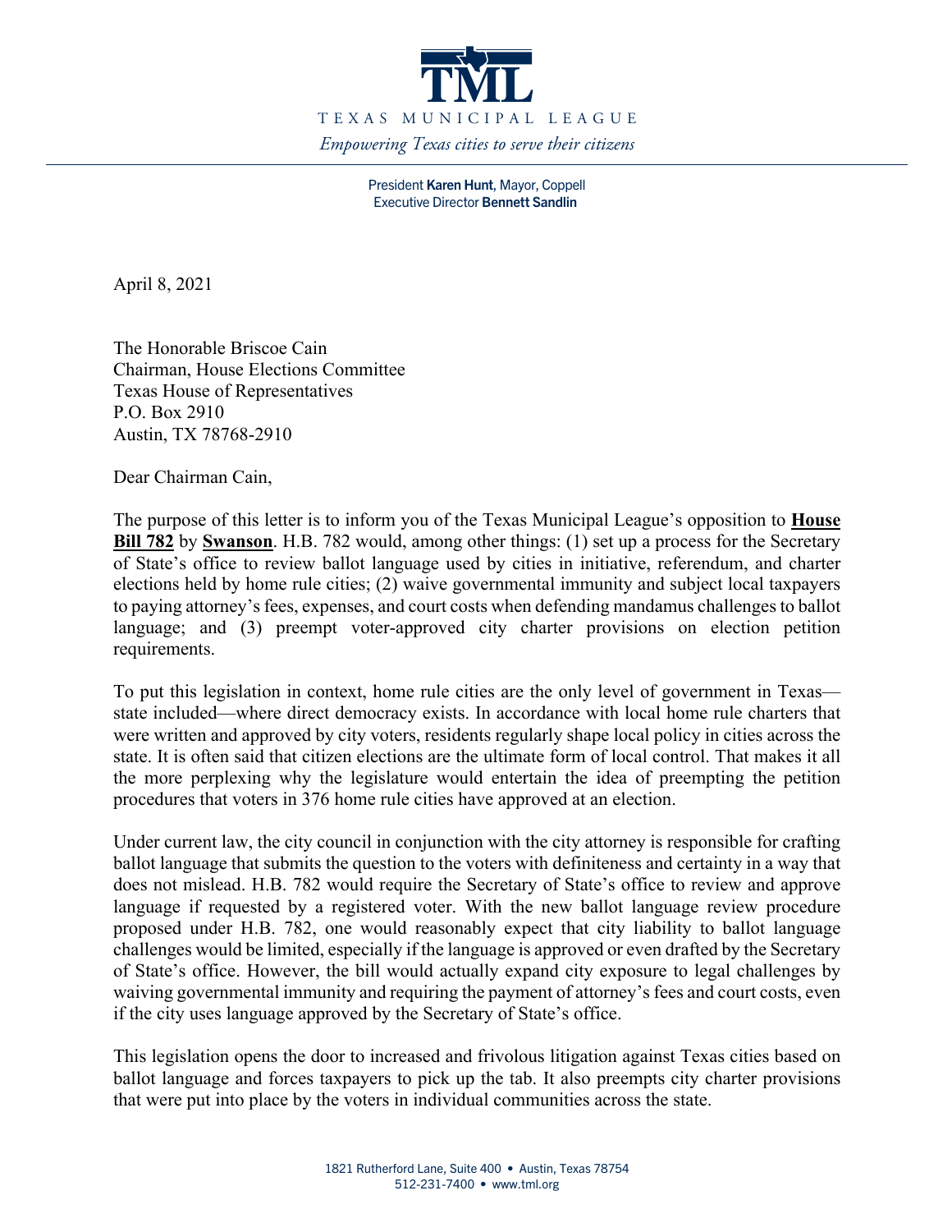# TML

TEXAS MUNICIPAL LEAGUE

*Empowering Texas cities to serve their citizens*

President **Karen Hunt**, Mayor, Coppell
Executive Director **Bennett Sandlin**

April 8, 2021

The Honorable Briscoe Cain
Chairman, House Elections Committee
Texas House of Representatives
P.O. Box 2910
Austin, TX 78768-2910

Dear Chairman Cain,

The purpose of this letter is to inform you of the Texas Municipal League's opposition to **House Bill 782** by **Swanson**. H.B. 782 would, among other things: (1) set up a process for the Secretary of State's office to review ballot language used by cities in initiative, referendum, and charter elections held by home rule cities; (2) waive governmental immunity and subject local taxpayers to paying attorney's fees, expenses, and court costs when defending mandamus challenges to ballot language; and (3) preempt voter-approved city charter provisions on election petition requirements.

To put this legislation in context, home rule cities are the only level of government in Texas—state included—where direct democracy exists. In accordance with local home rule charters that were written and approved by city voters, residents regularly shape local policy in cities across the state. It is often said that citizen elections are the ultimate form of local control. That makes it all the more perplexing why the legislature would entertain the idea of preempting the petition procedures that voters in 376 home rule cities have approved at an election.

Under current law, the city council in conjunction with the city attorney is responsible for crafting ballot language that submits the question to the voters with definiteness and certainty in a way that does not mislead. H.B. 782 would require the Secretary of State's office to review and approve language if requested by a registered voter. With the new ballot language review procedure proposed under H.B. 782, one would reasonably expect that city liability to ballot language challenges would be limited, especially if the language is approved or even drafted by the Secretary of State's office. However, the bill would actually expand city exposure to legal challenges by waiving governmental immunity and requiring the payment of attorney's fees and court costs, even if the city uses language approved by the Secretary of State's office.

This legislation opens the door to increased and frivolous litigation against Texas cities based on ballot language and forces taxpayers to pick up the tab. It also preempts city charter provisions that were put into place by the voters in individual communities across the state.

1821 Rutherford Lane, Suite 400 • Austin, Texas 78754
512-231-7400 • www.tml.org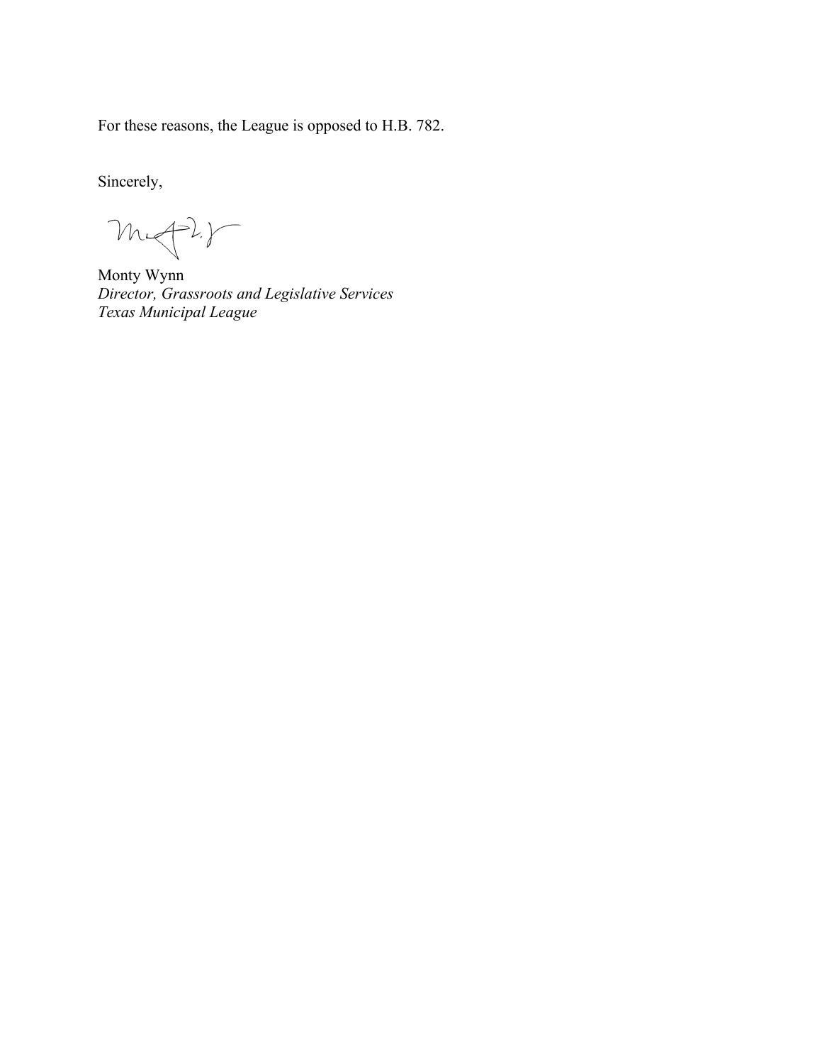For these reasons, the League is opposed to H.B. 782.

Sincerely,

Monty Wynn  
*Director, Grassroots and Legislative Services*  
*Texas Municipal League*